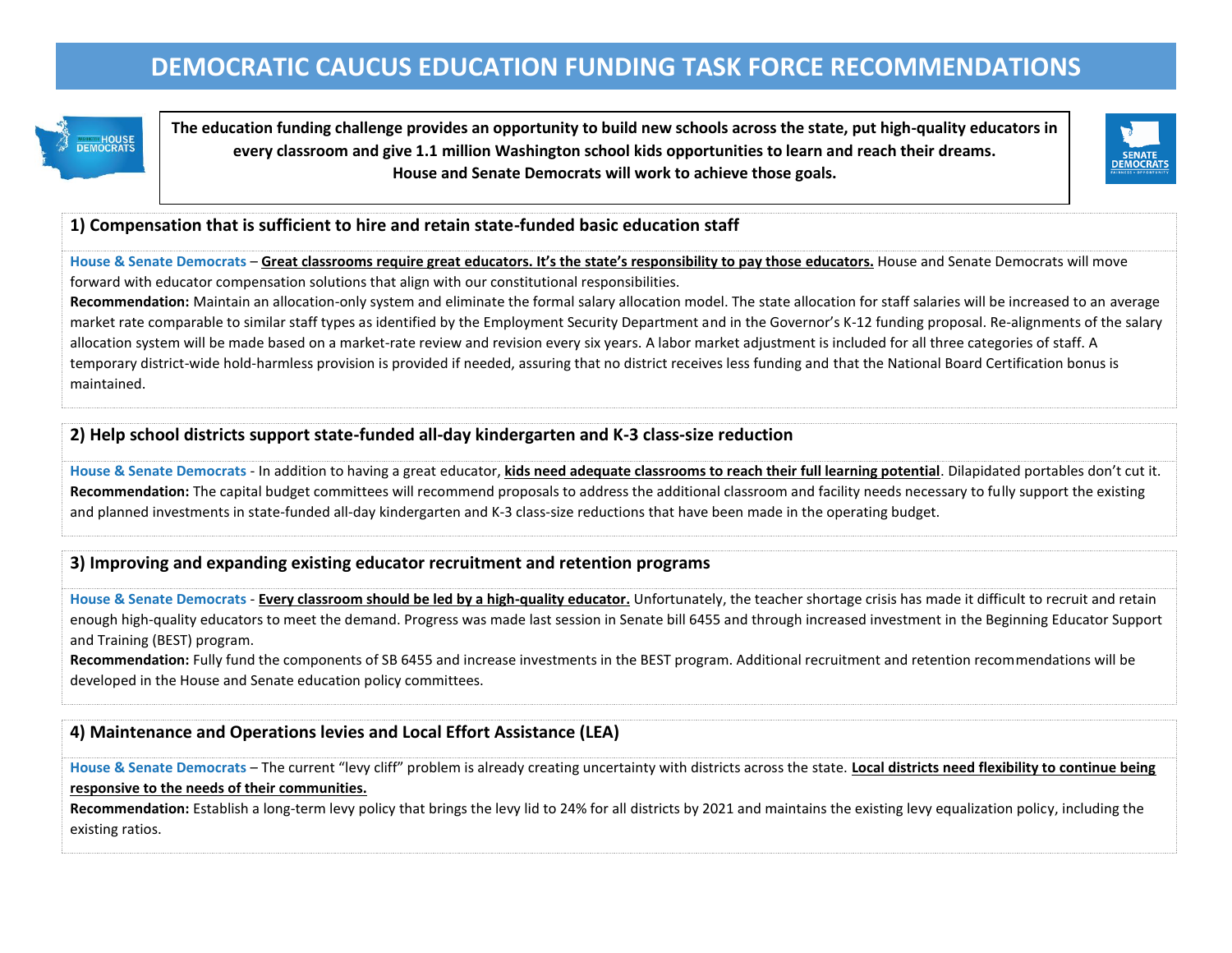# DEMOCRATIC CAUCUS EDUCATION FUNDING TASK FORCE RECOMMENDATIONS

**The education funding challenge provides an opportunity to build new schools across the state, put high-quality educators in every classroom and give 1.1 million Washington school kids opportunities to learn and reach their dreams. House and Senate Democrats will work to achieve those goals.**

## 1) Compensation that is sufficient to hire and retain state-funded basic education staff

House & Senate Democrats – **Great classrooms require great educators. It's the state's responsibility to pay those educators.** House and Senate Democrats will move forward with educator compensation solutions that align with our constitutional responsibilities.

**Recommendation:** Maintain an allocation-only system and eliminate the formal salary allocation model. The state allocation for staff salaries will be increased to an average market rate comparable to similar staff types as identified by the Employment Security Department and in the Governor's K-12 funding proposal. Re-alignments of the salary allocation system will be made based on a market-rate review and revision every six years. A labor market adjustment is included for all three categories of staff. A temporary district-wide hold-harmless provision is provided if needed, assuring that no district receives less funding and that the National Board Certification bonus is maintained.

## 2) Help school districts support state-funded all-day kindergarten and K-3 class-size reduction

House & Senate Democrats - In addition to having a great educator, **kids need adequate classrooms to reach their full learning potential**. Dilapidated portables don't cut it.

**Recommendation:** The capital budget committees will recommend proposals to address the additional classroom and facility needs necessary to fully support the existing and planned investments in state-funded all-day kindergarten and K-3 class-size reductions that have been made in the operating budget.

## 3) Improving and expanding existing educator recruitment and retention programs

House & Senate Democrats - **Every classroom should be led by a high-quality educator.** Unfortunately, the teacher shortage crisis has made it difficult to recruit and retain enough high-quality educators to meet the demand. Progress was made last session in Senate bill 6455 and through increased investment in the Beginning Educator Support and Training (BEST) program.

**Recommendation:** Fully fund the components of SB 6455 and increase investments in the BEST program. Additional recruitment and retention recommendations will be developed in the House and Senate education policy committees.

## 4) Maintenance and Operations levies and Local Effort Assistance (LEA)

House & Senate Democrats – The current "levy cliff" problem is already creating uncertainty with districts across the state. **Local districts need flexibility to continue being responsive to the needs of their communities.**

**Recommendation:** Establish a long-term levy policy that brings the levy lid to 24% for all districts by 2021 and maintains the existing levy equalization policy, including the existing ratios.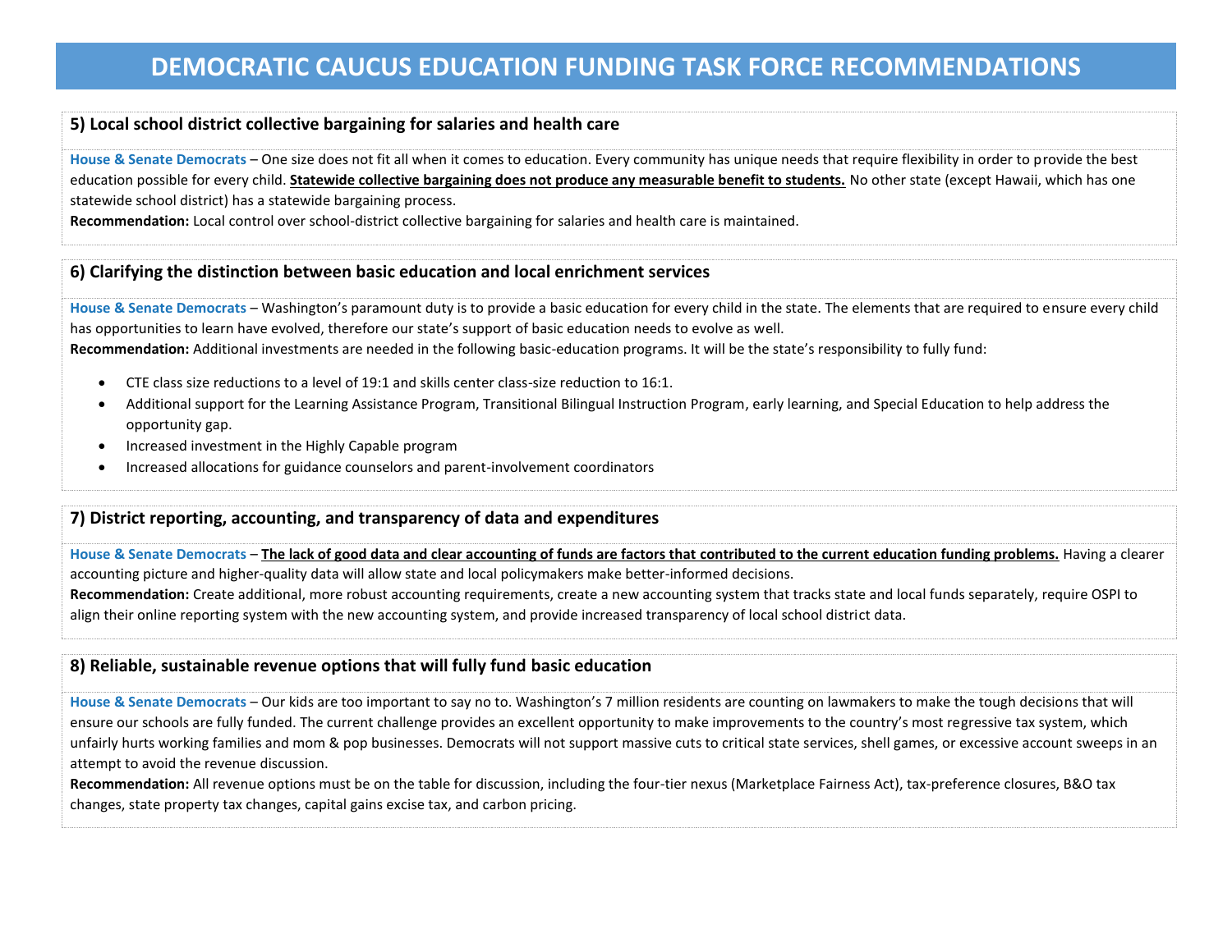# DEMOCRATIC CAUCUS EDUCATION FUNDING TASK FORCE RECOMMENDATIONS

## 5) Local school district collective bargaining for salaries and health care

**House & Senate Democrats** – One size does not fit all when it comes to education. Every community has unique needs that require flexibility in order to provide the best education possible for every child. **Statewide collective bargaining does not produce any measurable benefit to students.** No other state (except Hawaii, which has one statewide school district) has a statewide bargaining process.

**Recommendation:** Local control over school-district collective bargaining for salaries and health care is maintained.

## 6) Clarifying the distinction between basic education and local enrichment services

**House & Senate Democrats** – Washington's paramount duty is to provide a basic education for every child in the state. The elements that are required to ensure every child has opportunities to learn have evolved, therefore our state's support of basic education needs to evolve as well.

**Recommendation:** Additional investments are needed in the following basic-education programs. It will be the state's responsibility to fully fund:

- CTE class size reductions to a level of 19:1 and skills center class-size reduction to 16:1.
- Additional support for the Learning Assistance Program, Transitional Bilingual Instruction Program, early learning, and Special Education to help address the opportunity gap.
- Increased investment in the Highly Capable program
- Increased allocations for guidance counselors and parent-involvement coordinators

## 7) District reporting, accounting, and transparency of data and expenditures

**House & Senate Democrats** – **The lack of good data and clear accounting of funds are factors that contributed to the current education funding problems.** Having a clearer accounting picture and higher-quality data will allow state and local policymakers make better-informed decisions.

**Recommendation:** Create additional, more robust accounting requirements, create a new accounting system that tracks state and local funds separately, require OSPI to align their online reporting system with the new accounting system, and provide increased transparency of local school district data.

## 8) Reliable, sustainable revenue options that will fully fund basic education

**House & Senate Democrats** – Our kids are too important to say no to. Washington's 7 million residents are counting on lawmakers to make the tough decisions that will ensure our schools are fully funded. The current challenge provides an excellent opportunity to make improvements to the country's most regressive tax system, which unfairly hurts working families and mom & pop businesses. Democrats will not support massive cuts to critical state services, shell games, or excessive account sweeps in an attempt to avoid the revenue discussion.

**Recommendation:** All revenue options must be on the table for discussion, including the four-tier nexus (Marketplace Fairness Act), tax-preference closures, B&O tax changes, state property tax changes, capital gains excise tax, and carbon pricing.